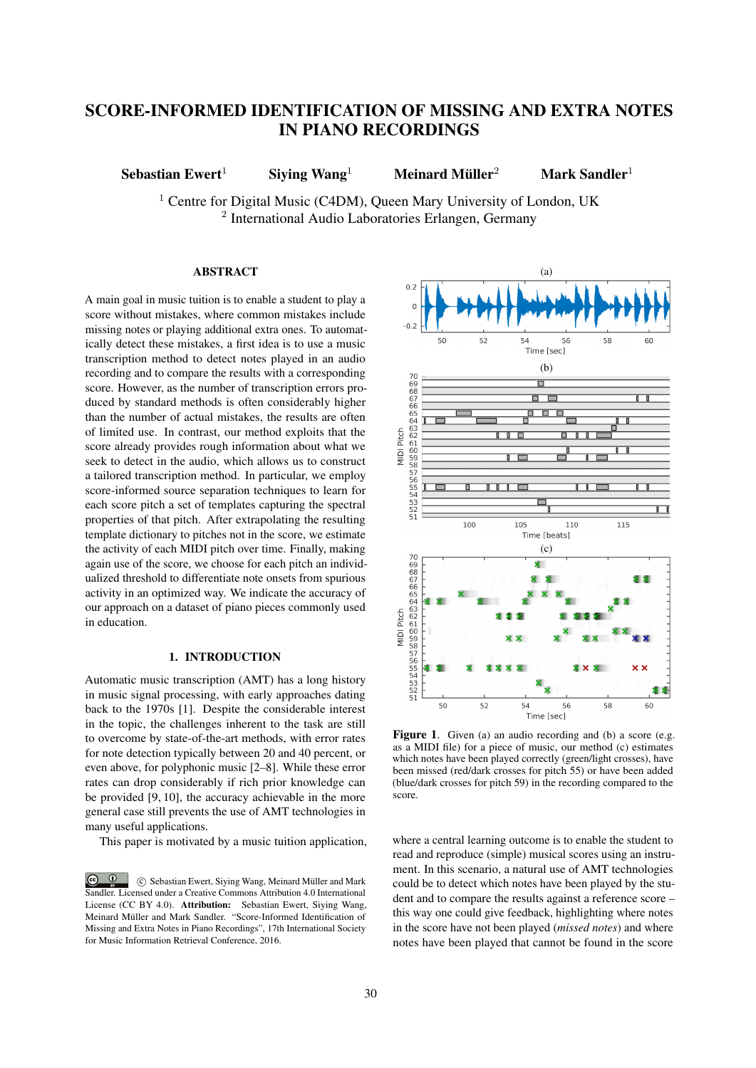# SCORE-INFORMED IDENTIFICATION OF MISSING AND EXTRA NOTES IN PIANO RECORDINGS

**Sebastian Ewert**[1] **Siying Wang**[1] **Meinard Müller**[2] **Mark Sandler**[1]

[1] Centre for Digital Music (C4DM), Queen Mary University of London, UK
[2] International Audio Laboratories Erlangen, Germany

## ABSTRACT

A main goal in music tuition is to enable a student to play a score without mistakes, where common mistakes include missing notes or playing additional extra ones. To automatically detect these mistakes, a first idea is to use a music transcription method to detect notes played in an audio recording and to compare the results with a corresponding score. However, as the number of transcription errors produced by standard methods is often considerably higher than the number of actual mistakes, the results are often of limited use. In contrast, our method exploits that the score already provides rough information about what we seek to detect in the audio, which allows us to construct a tailored transcription method. In particular, we employ score-informed source separation techniques to learn for each score pitch a set of templates capturing the spectral properties of that pitch. After extrapolating the resulting template dictionary to pitches not in the score, we estimate the activity of each MIDI pitch over time. Finally, making again use of the score, we choose for each pitch an individualized threshold to differentiate note onsets from spurious activity in an optimized way. We indicate the accuracy of our approach on a dataset of piano pieces commonly used in education.

## 1. INTRODUCTION

Automatic music transcription (AMT) has a long history in music signal processing, with early approaches dating back to the 1970s [1]. Despite the considerable interest in the topic, the challenges inherent to the task are still to overcome by state-of-the-art methods, with error rates for note detection typically between 20 and 40 percent, or even above, for polyphonic music [2–8]. While these error rates can drop considerably if rich prior knowledge can be provided [9, 10], the accuracy achievable in the more general case still prevents the use of AMT technologies in many useful applications.

This paper is motivated by a music tuition application, where a central learning outcome is to enable the student to read and reproduce (simple) musical scores using an instrument. In this scenario, a natural use of AMT technologies could be to detect which notes have been played by the student and to compare the results against a reference score – this way one could give feedback, highlighting where notes in the score have not been played (*missed notes*) and where notes have been played that cannot be found in the score

**Figure 1**. Given (a) an audio recording and (b) a score (e.g. as a MIDI file) for a piece of music, our method (c) estimates which notes have been played correctly (green/light crosses), have been missed (red/dark crosses for pitch 55) or have been added (blue/dark crosses for pitch 59) in the recording compared to the score.

© Sebastian Ewert, Siying Wang, Meinard Müller and Mark Sandler. Licensed under a Creative Commons Attribution 4.0 International License (CC BY 4.0). **Attribution:** Sebastian Ewert, Siying Wang, Meinard Müller and Mark Sandler. "Score-Informed Identification of Missing and Extra Notes in Piano Recordings", 17th International Society for Music Information Retrieval Conference, 2016.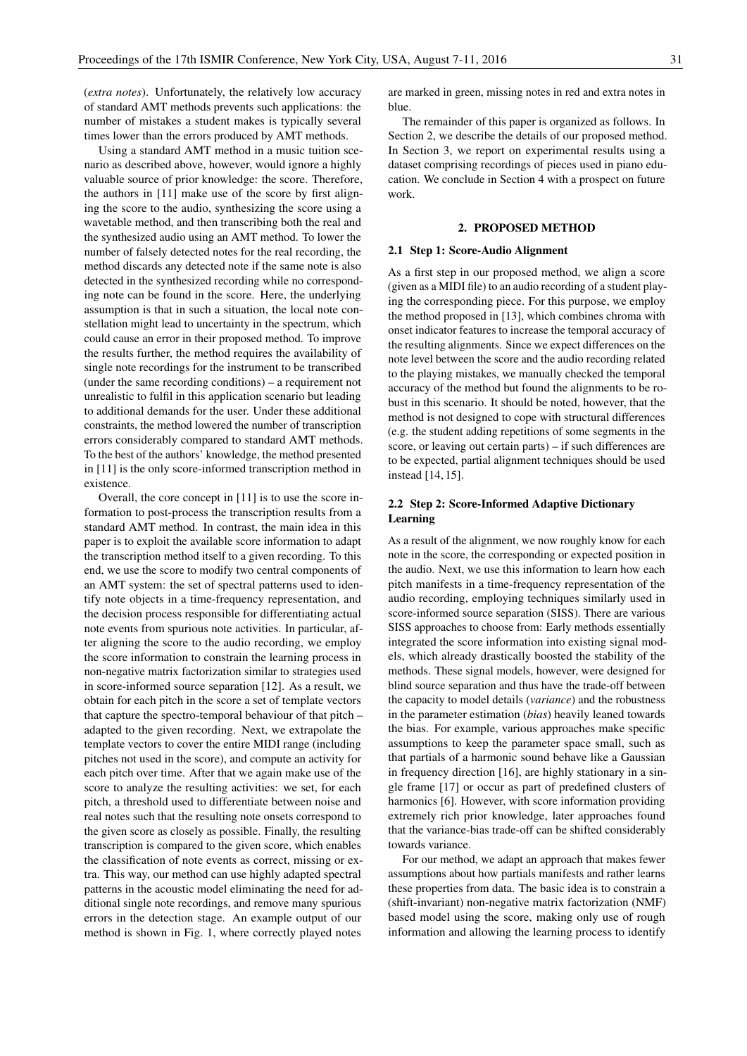(*extra notes*). Unfortunately, the relatively low accuracy of standard AMT methods prevents such applications: the number of mistakes a student makes is typically several times lower than the errors produced by AMT methods.

Using a standard AMT method in a music tuition scenario as described above, however, would ignore a highly valuable source of prior knowledge: the score. Therefore, the authors in [11] make use of the score by first aligning the score to the audio, synthesizing the score using a wavetable method, and then transcribing both the real and the synthesized audio using an AMT method. To lower the number of falsely detected notes for the real recording, the method discards any detected note if the same note is also detected in the synthesized recording while no corresponding note can be found in the score. Here, the underlying assumption is that in such a situation, the local note constellation might lead to uncertainty in the spectrum, which could cause an error in their proposed method. To improve the results further, the method requires the availability of single note recordings for the instrument to be transcribed (under the same recording conditions) – a requirement not unrealistic to fulfil in this application scenario but leading to additional demands for the user. Under these additional constraints, the method lowered the number of transcription errors considerably compared to standard AMT methods. To the best of the authors' knowledge, the method presented in [11] is the only score-informed transcription method in existence.

Overall, the core concept in [11] is to use the score information to post-process the transcription results from a standard AMT method. In contrast, the main idea in this paper is to exploit the available score information to adapt the transcription method itself to a given recording. To this end, we use the score to modify two central components of an AMT system: the set of spectral patterns used to identify note objects in a time-frequency representation, and the decision process responsible for differentiating actual note events from spurious note activities. In particular, after aligning the score to the audio recording, we employ the score information to constrain the learning process in non-negative matrix factorization similar to strategies used in score-informed source separation [12]. As a result, we obtain for each pitch in the score a set of template vectors that capture the spectro-temporal behaviour of that pitch – adapted to the given recording. Next, we extrapolate the template vectors to cover the entire MIDI range (including pitches not used in the score), and compute an activity for each pitch over time. After that we again make use of the score to analyze the resulting activities: we set, for each pitch, a threshold used to differentiate between noise and real notes such that the resulting note onsets correspond to the given score as closely as possible. Finally, the resulting transcription is compared to the given score, which enables the classification of note events as correct, missing or extra. This way, our method can use highly adapted spectral patterns in the acoustic model eliminating the need for additional single note recordings, and remove many spurious errors in the detection stage. An example output of our method is shown in Fig. 1, where correctly played notes are marked in green, missing notes in red and extra notes in blue.

The remainder of this paper is organized as follows. In Section 2, we describe the details of our proposed method. In Section 3, we report on experimental results using a dataset comprising recordings of pieces used in piano education. We conclude in Section 4 with a prospect on future work.

## 2. PROPOSED METHOD

### 2.1 Step 1: Score-Audio Alignment

As a first step in our proposed method, we align a score (given as a MIDI file) to an audio recording of a student playing the corresponding piece. For this purpose, we employ the method proposed in [13], which combines chroma with onset indicator features to increase the temporal accuracy of the resulting alignments. Since we expect differences on the note level between the score and the audio recording related to the playing mistakes, we manually checked the temporal accuracy of the method but found the alignments to be robust in this scenario. It should be noted, however, that the method is not designed to cope with structural differences (e.g. the student adding repetitions of some segments in the score, or leaving out certain parts) – if such differences are to be expected, partial alignment techniques should be used instead [14, 15].

### 2.2 Step 2: Score-Informed Adaptive Dictionary Learning

As a result of the alignment, we now roughly know for each note in the score, the corresponding or expected position in the audio. Next, we use this information to learn how each pitch manifests in a time-frequency representation of the audio recording, employing techniques similarly used in score-informed source separation (SISS). There are various SISS approaches to choose from: Early methods essentially integrated the score information into existing signal models, which already drastically boosted the stability of the methods. These signal models, however, were designed for blind source separation and thus have the trade-off between the capacity to model details (*variance*) and the robustness in the parameter estimation (*bias*) heavily leaned towards the bias. For example, various approaches make specific assumptions to keep the parameter space small, such as that partials of a harmonic sound behave like a Gaussian in frequency direction [16], are highly stationary in a single frame [17] or occur as part of predefined clusters of harmonics [6]. However, with score information providing extremely rich prior knowledge, later approaches found that the variance-bias trade-off can be shifted considerably towards variance.

For our method, we adapt an approach that makes fewer assumptions about how partials manifests and rather learns these properties from data. The basic idea is to constrain a (shift-invariant) non-negative matrix factorization (NMF) based model using the score, making only use of rough information and allowing the learning process to identify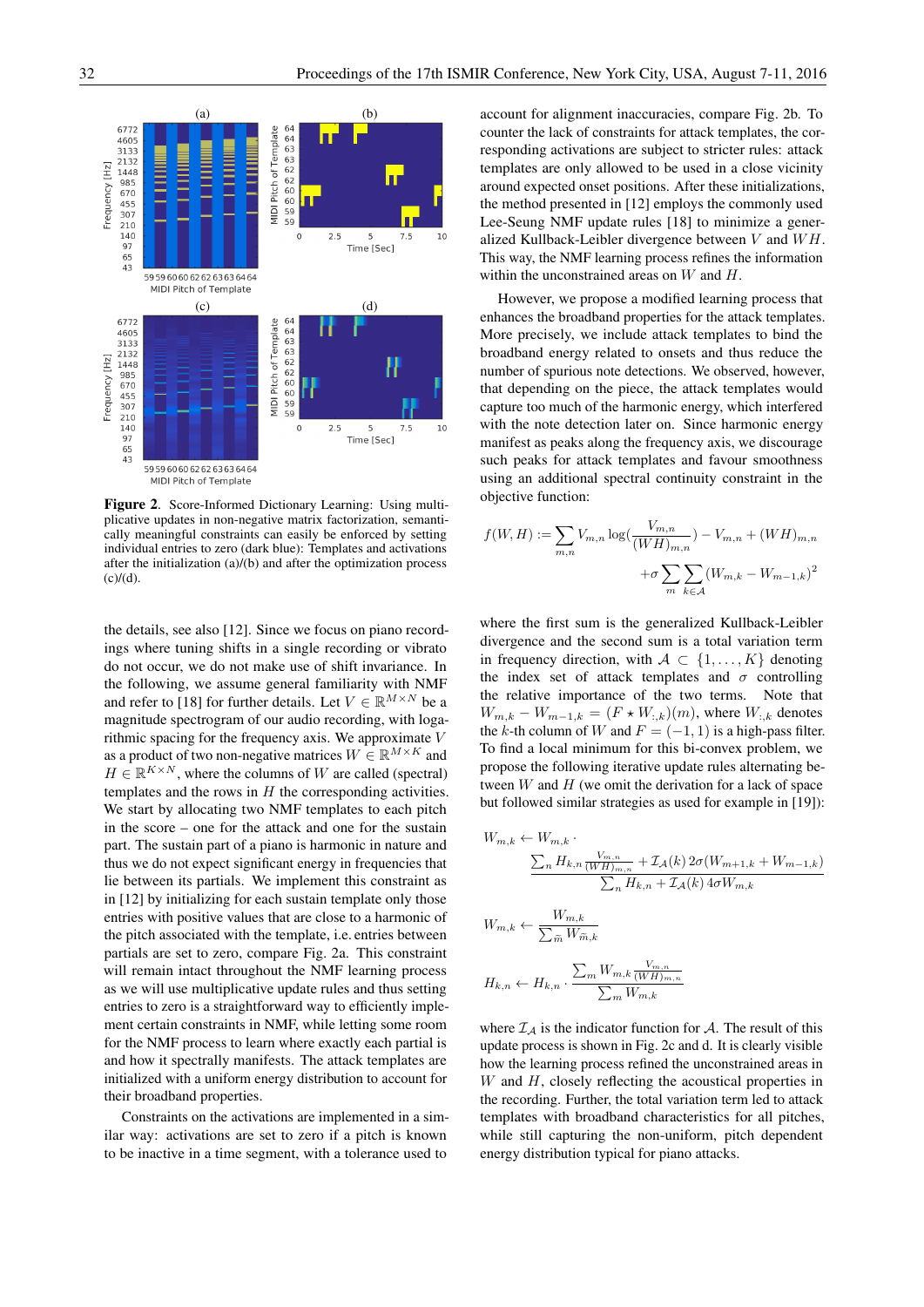**Figure 2**. Score-Informed Dictionary Learning: Using multiplicative updates in non-negative matrix factorization, semantically meaningful constraints can easily be enforced by setting individual entries to zero (dark blue): Templates and activations after the initialization (a)/(b) and after the optimization process (c)/(d).

the details, see also [12]. Since we focus on piano recordings where tuning shifts in a single recording or vibrato do not occur, we do not make use of shift invariance. In the following, we assume general familiarity with NMF and refer to [18] for further details. Let $V \in \mathbb{R}^{M \times N}$ be a magnitude spectrogram of our audio recording, with logarithmic spacing for the frequency axis. We approximate $V$ as a product of two non-negative matrices $W \in \mathbb{R}^{M \times K}$ and $H \in \mathbb{R}^{K \times N}$, where the columns of $W$ are called (spectral) templates and the rows in $H$ the corresponding activities. We start by allocating two NMF templates to each pitch in the score – one for the attack and one for the sustain part. The sustain part of a piano is harmonic in nature and thus we do not expect significant energy in frequencies that lie between its partials. We implement this constraint as in [12] by initializing for each sustain template only those entries with positive values that are close to a harmonic of the pitch associated with the template, i.e. entries between partials are set to zero, compare Fig. 2a. This constraint will remain intact throughout the NMF learning process as we will use multiplicative update rules and thus setting entries to zero is a straightforward way to efficiently implement certain constraints in NMF, while letting some room for the NMF process to learn where exactly each partial is and how it spectrally manifests. The attack templates are initialized with a uniform energy distribution to account for their broadband properties.

Constraints on the activations are implemented in a similar way: activations are set to zero if a pitch is known to be inactive in a time segment, with a tolerance used to account for alignment inaccuracies, compare Fig. 2b. To counter the lack of constraints for attack templates, the corresponding activations are subject to stricter rules: attack templates are only allowed to be used in a close vicinity around expected onset positions. After these initializations, the method presented in [12] employs the commonly used Lee-Seung NMF update rules [18] to minimize a generalized Kullback-Leibler divergence between $V$ and $WH$. This way, the NMF learning process refines the information within the unconstrained areas on $W$ and $H$.

However, we propose a modified learning process that enhances the broadband properties for the attack templates. More precisely, we include attack templates to bind the broadband energy related to onsets and thus reduce the number of spurious note detections. We observed, however, that depending on the piece, the attack templates would capture too much of the harmonic energy, which interfered with the note detection later on. Since harmonic energy manifest as peaks along the frequency axis, we discourage such peaks for attack templates and favour smoothness using an additional spectral continuity constraint in the objective function:

$$f(W,H) := \sum_{m,n} V_{m,n} \log\left(\frac{V_{m,n}}{(WH)_{m,n}}\right) - V_{m,n} + (WH)_{m,n}$$
$$+\sigma \sum_{m} \sum_{k \in \mathcal{A}} (W_{m,k} - W_{m-1,k})^2$$

where the first sum is the generalized Kullback-Leibler divergence and the second sum is a total variation term in frequency direction, with $\mathcal{A} \subset \{1, \ldots, K\}$ denoting the index set of attack templates and $\sigma$ controlling the relative importance of the two terms. Note that $W_{m,k} - W_{m-1,k} = (F \star W_{:,k})(m)$, where $W_{:,k}$ denotes the $k$-th column of $W$ and $F = (-1, 1)$ is a high-pass filter. To find a local minimum for this bi-convex problem, we propose the following iterative update rules alternating between $W$ and $H$ (we omit the derivation for a lack of space but followed similar strategies as used for example in [19]):

$$W_{m,k} \leftarrow W_{m,k} \cdot \frac{\sum_n H_{k,n} \frac{V_{m,n}}{(WH)_{m,n}} + \mathcal{I}_{\mathcal{A}}(k)\, 2\sigma(W_{m+1,k} + W_{m-1,k})}{\sum_n H_{k,n} + \mathcal{I}_{\mathcal{A}}(k)\, 4\sigma W_{m,k}}$$

$$W_{m,k} \leftarrow \frac{W_{m,k}}{\sum_{\tilde{m}} W_{\tilde{m},k}}$$

$$H_{k,n} \leftarrow H_{k,n} \cdot \frac{\sum_m W_{m,k} \frac{V_{m,n}}{(WH)_{m,n}}}{\sum_m W_{m,k}}$$

where $\mathcal{I}_{\mathcal{A}}$ is the indicator function for $\mathcal{A}$. The result of this update process is shown in Fig. 2c and d. It is clearly visible how the learning process refined the unconstrained areas in $W$ and $H$, closely reflecting the acoustical properties in the recording. Further, the total variation term led to attack templates with broadband characteristics for all pitches, while still capturing the non-uniform, pitch dependent energy distribution typical for piano attacks.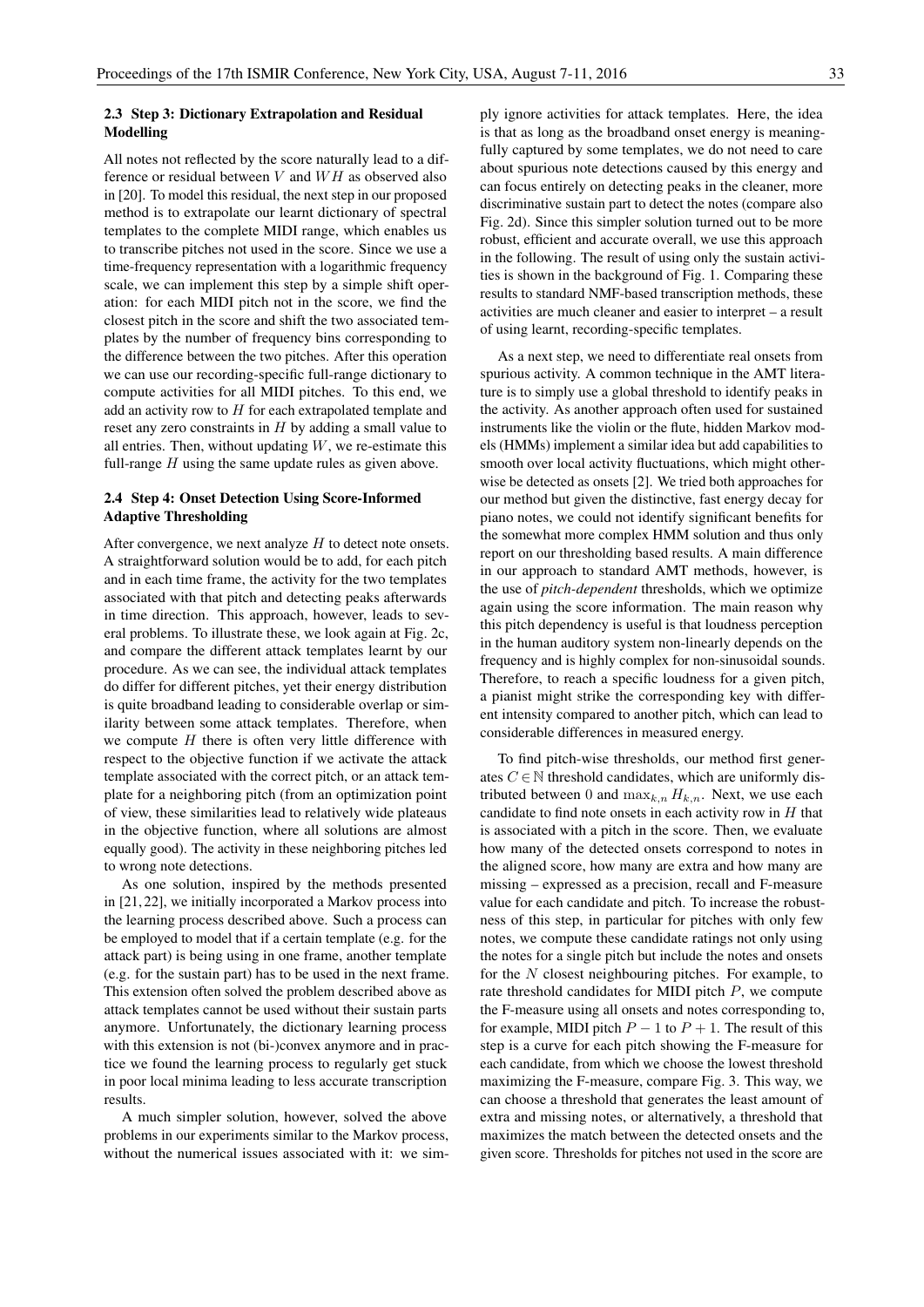### 2.3 Step 3: Dictionary Extrapolation and Residual Modelling

All notes not reflected by the score naturally lead to a difference or residual between $V$ and $WH$ as observed also in [20]. To model this residual, the next step in our proposed method is to extrapolate our learnt dictionary of spectral templates to the complete MIDI range, which enables us to transcribe pitches not used in the score. Since we use a time-frequency representation with a logarithmic frequency scale, we can implement this step by a simple shift operation: for each MIDI pitch not in the score, we find the closest pitch in the score and shift the two associated templates by the number of frequency bins corresponding to the difference between the two pitches. After this operation we can use our recording-specific full-range dictionary to compute activities for all MIDI pitches. To this end, we add an activity row to $H$ for each extrapolated template and reset any zero constraints in $H$ by adding a small value to all entries. Then, without updating $W$, we re-estimate this full-range $H$ using the same update rules as given above.

### 2.4 Step 4: Onset Detection Using Score-Informed Adaptive Thresholding

After convergence, we next analyze $H$ to detect note onsets. A straightforward solution would be to add, for each pitch and in each time frame, the activity for the two templates associated with that pitch and detecting peaks afterwards in time direction. This approach, however, leads to several problems. To illustrate these, we look again at Fig. 2c, and compare the different attack templates learnt by our procedure. As we can see, the individual attack templates do differ for different pitches, yet their energy distribution is quite broadband leading to considerable overlap or similarity between some attack templates. Therefore, when we compute $H$ there is often very little difference with respect to the objective function if we activate the attack template associated with the correct pitch, or an attack template for a neighboring pitch (from an optimization point of view, these similarities lead to relatively wide plateaus in the objective function, where all solutions are almost equally good). The activity in these neighboring pitches led to wrong note detections.

As one solution, inspired by the methods presented in [21, 22], we initially incorporated a Markov process into the learning process described above. Such a process can be employed to model that if a certain template (e.g. for the attack part) is being using in one frame, another template (e.g. for the sustain part) has to be used in the next frame. This extension often solved the problem described above as attack templates cannot be used without their sustain parts anymore. Unfortunately, the dictionary learning process with this extension is not (bi-)convex anymore and in practice we found the learning process to regularly get stuck in poor local minima leading to less accurate transcription results.

A much simpler solution, however, solved the above problems in our experiments similar to the Markov process, without the numerical issues associated with it: we simply ignore activities for attack templates. Here, the idea is that as long as the broadband onset energy is meaningfully captured by some templates, we do not need to care about spurious note detections caused by this energy and can focus entirely on detecting peaks in the cleaner, more discriminative sustain part to detect the notes (compare also Fig. 2d). Since this simpler solution turned out to be more robust, efficient and accurate overall, we use this approach in the following. The result of using only the sustain activities is shown in the background of Fig. 1. Comparing these results to standard NMF-based transcription methods, these activities are much cleaner and easier to interpret – a result of using learnt, recording-specific templates.

As a next step, we need to differentiate real onsets from spurious activity. A common technique in the AMT literature is to simply use a global threshold to identify peaks in the activity. As another approach often used for sustained instruments like the violin or the flute, hidden Markov models (HMMs) implement a similar idea but add capabilities to smooth over local activity fluctuations, which might otherwise be detected as onsets [2]. We tried both approaches for our method but given the distinctive, fast energy decay for piano notes, we could not identify significant benefits for the somewhat more complex HMM solution and thus only report on our thresholding based results. A main difference in our approach to standard AMT methods, however, is the use of *pitch-dependent* thresholds, which we optimize again using the score information. The main reason why this pitch dependency is useful is that loudness perception in the human auditory system non-linearly depends on the frequency and is highly complex for non-sinusoidal sounds. Therefore, to reach a specific loudness for a given pitch, a pianist might strike the corresponding key with different intensity compared to another pitch, which can lead to considerable differences in measured energy.

To find pitch-wise thresholds, our method first generates $C \in \mathbb{N}$ threshold candidates, which are uniformly distributed between 0 and $\max_{k,n} H_{k,n}$. Next, we use each candidate to find note onsets in each activity row in $H$ that is associated with a pitch in the score. Then, we evaluate how many of the detected onsets correspond to notes in the aligned score, how many are extra and how many are missing – expressed as a precision, recall and F-measure value for each candidate and pitch. To increase the robustness of this step, in particular for pitches with only few notes, we compute these candidate ratings not only using the notes for a single pitch but include the notes and onsets for the $N$ closest neighbouring pitches. For example, to rate threshold candidates for MIDI pitch $P$, we compute the F-measure using all onsets and notes corresponding to, for example, MIDI pitch $P-1$ to $P+1$. The result of this step is a curve for each pitch showing the F-measure for each candidate, from which we choose the lowest threshold maximizing the F-measure, compare Fig. 3. This way, we can choose a threshold that generates the least amount of extra and missing notes, or alternatively, a threshold that maximizes the match between the detected onsets and the given score. Thresholds for pitches not used in the score are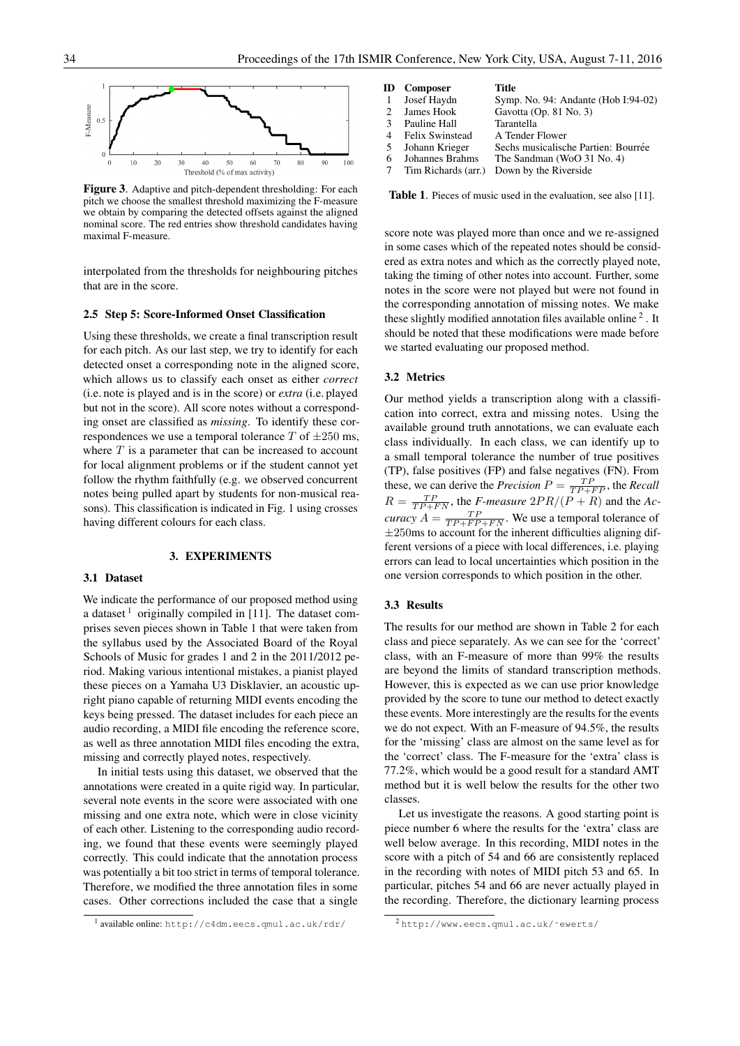Figure 3. Adaptive and pitch-dependent thresholding: For each pitch we choose the smallest threshold maximizing the F-measure we obtain by comparing the detected offsets against the aligned nominal score. The red entries show threshold candidates having maximal F-measure.

interpolated from the thresholds for neighbouring pitches that are in the score.

### 2.5 Step 5: Score-Informed Onset Classification

Using these thresholds, we create a final transcription result for each pitch. As our last step, we try to identify for each detected onset a corresponding note in the aligned score, which allows us to classify each onset as either *correct* (i.e. note is played and is in the score) or *extra* (i.e. played but not in the score). All score notes without a corresponding onset are classified as *missing*. To identify these correspondences we use a temporal tolerance $T$ of $\pm 250$ ms, where $T$ is a parameter that can be increased to account for local alignment problems or if the student cannot yet follow the rhythm faithfully (e.g. we observed concurrent notes being pulled apart by students for non-musical reasons). This classification is indicated in Fig. 1 using crosses having different colours for each class.

## 3. EXPERIMENTS

### 3.1 Dataset

We indicate the performance of our proposed method using a dataset [1] originally compiled in [11]. The dataset comprises seven pieces shown in Table 1 that were taken from the syllabus used by the Associated Board of the Royal Schools of Music for grades 1 and 2 in the 2011/2012 period. Making various intentional mistakes, a pianist played these pieces on a Yamaha U3 Disklavier, an acoustic upright piano capable of returning MIDI events encoding the keys being pressed. The dataset includes for each piece an audio recording, a MIDI file encoding the reference score, as well as three annotation MIDI files encoding the extra, missing and correctly played notes, respectively.

In initial tests using this dataset, we observed that the annotations were created in a quite rigid way. In particular, several note events in the score were associated with one missing and one extra note, which were in close vicinity of each other. Listening to the corresponding audio recording, we found that these events were seemingly played correctly. This could indicate that the annotation process was potentially a bit too strict in terms of temporal tolerance. Therefore, we modified the three annotation files in some cases. Other corrections included the case that a single score note was played more than once and we re-assigned in some cases which of the repeated notes should be considered as extra notes and which as the correctly played note, taking the timing of other notes into account. Further, some notes in the score were not played but were not found in the corresponding annotation of missing notes. We make these slightly modified annotation files available online [2]. It should be noted that these modifications were made before we started evaluating our proposed method.

[1] available online: http://c4dm.eecs.qmul.ac.uk/rdr/

[2] http://www.eecs.qmul.ac.uk/~ewerts/

| ID | Composer | Title |
|---|---|---|
| 1 | Josef Haydn | Symp. No. 94: Andante (Hob I:94-02) |
| 2 | James Hook | Gavotta (Op. 81 No. 3) |
| 3 | Pauline Hall | Tarantella |
| 4 | Felix Swinstead | A Tender Flower |
| 5 | Johann Krieger | Sechs musicalische Partien: Bourrée |
| 6 | Johannes Brahms | The Sandman (WoO 31 No. 4) |
| 7 | Tim Richards (arr.) | Down by the Riverside |

Table 1. Pieces of music used in the evaluation, see also [11].

### 3.2 Metrics

Our method yields a transcription along with a classification into correct, extra and missing notes. Using the available ground truth annotations, we can evaluate each class individually. In each class, we can identify up to a small temporal tolerance the number of true positives (TP), false positives (FP) and false negatives (FN). From these, we can derive the *Precision* $P = \frac{TP}{TP+FP}$, the *Recall* $R = \frac{TP}{TP+FN}$, the *F-measure* $2PR/(P+R)$ and the *Accuracy* $A = \frac{TP}{TP+FP+FN}$. We use a temporal tolerance of $\pm 250$ms to account for the inherent difficulties aligning different versions of a piece with local differences, i.e. playing errors can lead to local uncertainties which position in the one version corresponds to which position in the other.

### 3.3 Results

The results for our method are shown in Table 2 for each class and piece separately. As we can see for the 'correct' class, with an F-measure of more than 99% the results are beyond the limits of standard transcription methods. However, this is expected as we can use prior knowledge provided by the score to tune our method to detect exactly these events. More interestingly are the results for the events we do not expect. With an F-measure of 94.5%, the results for the 'missing' class are almost on the same level as for the 'correct' class. The F-measure for the 'extra' class is 77.2%, which would be a good result for a standard AMT method but it is well below the results for the other two classes.

Let us investigate the reasons. A good starting point is piece number 6 where the results for the 'extra' class are well below average. In this recording, MIDI notes in the score with a pitch of 54 and 66 are consistently replaced in the recording with notes of MIDI pitch 53 and 65. In particular, pitches 54 and 66 are never actually played in the recording. Therefore, the dictionary learning process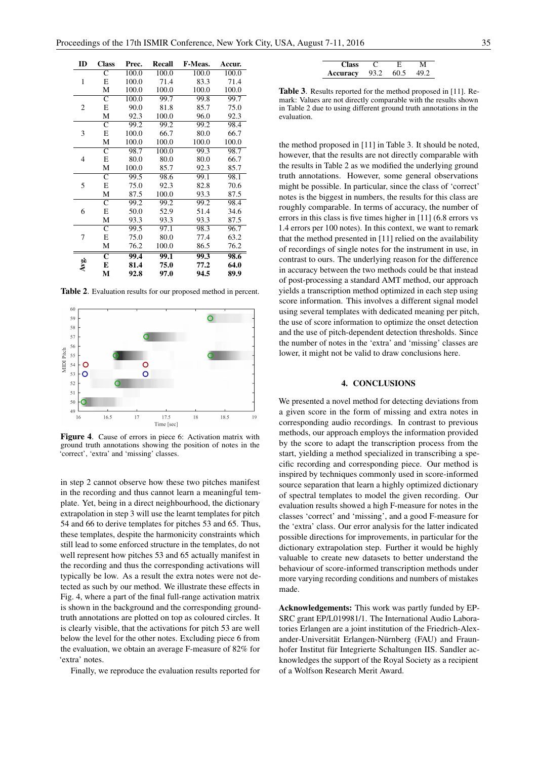| ID | Class | Prec. | Recall | F-Meas. | Accur. |
|---|---|---|---|---|---|
| 1 | C | 100.0 | 100.0 | 100.0 | 100.0 |
| | E | 100.0 | 71.4 | 83.3 | 71.4 |
| | M | 100.0 | 100.0 | 100.0 | 100.0 |
| 2 | C | 100.0 | 99.7 | 99.8 | 99.7 |
| | E | 90.0 | 81.8 | 85.7 | 75.0 |
| | M | 92.3 | 100.0 | 96.0 | 92.3 |
| 3 | C | 99.2 | 99.2 | 99.2 | 98.4 |
| | E | 100.0 | 66.7 | 80.0 | 66.7 |
| | M | 100.0 | 100.0 | 100.0 | 100.0 |
| 4 | C | 98.7 | 100.0 | 99.3 | 98.7 |
| | E | 80.0 | 80.0 | 80.0 | 66.7 |
| | M | 100.0 | 85.7 | 92.3 | 85.7 |
| 5 | C | 99.5 | 98.6 | 99.1 | 98.1 |
| | E | 75.0 | 92.3 | 82.8 | 70.6 |
| | M | 87.5 | 100.0 | 93.3 | 87.5 |
| 6 | C | 99.2 | 99.2 | 99.2 | 98.4 |
| | E | 50.0 | 52.9 | 51.4 | 34.6 |
| | M | 93.3 | 93.3 | 93.3 | 87.5 |
| 7 | C | 99.5 | 97.1 | 98.3 | 96.7 |
| | E | 75.0 | 80.0 | 77.4 | 63.2 |
| | M | 76.2 | 100.0 | 86.5 | 76.2 |
| **Avg.** | **C** | **99.4** | **99.1** | **99.3** | **98.6** |
| | **E** | **81.4** | **75.0** | **77.2** | **64.0** |
| | **M** | **92.8** | **97.0** | **94.5** | **89.9** |

**Table 2**. Evaluation results for our proposed method in percent.

**Figure 4**. Cause of errors in piece 6: Activation matrix with ground truth annotations showing the position of notes in the 'correct', 'extra' and 'missing' classes.

in step 2 cannot observe how these two pitches manifest in the recording and thus cannot learn a meaningful template. Yet, being in a direct neighbourhood, the dictionary extrapolation in step 3 will use the learnt templates for pitch 54 and 66 to derive templates for pitches 53 and 65. Thus, these templates, despite the harmonicity constraints which still lead to some enforced structure in the templates, do not well represent how pitches 53 and 65 actually manifest in the recording and thus the corresponding activations will typically be low. As a result the extra notes were not detected as such by our method. We illustrate these effects in Fig. 4, where a part of the final full-range activation matrix is shown in the background and the corresponding ground-truth annotations are plotted on top as coloured circles. It is clearly visible, that the activations for pitch 53 are well below the level for the other notes. Excluding piece 6 from the evaluation, we obtain an average F-measure of 82% for 'extra' notes.

Finally, we reproduce the evaluation results reported for the method proposed in [11] in Table 3. It should be noted, however, that the results are not directly comparable with the results in Table 2 as we modified the underlying ground truth annotations. However, some general observations might be possible. In particular, since the class of 'correct' notes is the biggest in numbers, the results for this class are roughly comparable. In terms of accuracy, the number of errors in this class is five times higher in [11] (6.8 errors vs 1.4 errors per 100 notes). In this context, we want to remark that the method presented in [11] relied on the availability of recordings of single notes for the instrument in use, in contrast to ours. The underlying reason for the difference in accuracy between the two methods could be that instead of post-processing a standard AMT method, our approach yields a transcription method optimized in each step using score information. This involves a different signal model using several templates with dedicated meaning per pitch, the use of score information to optimize the onset detection and the use of pitch-dependent detection thresholds. Since the number of notes in the 'extra' and 'missing' classes are lower, it might not be valid to draw conclusions here.

| Class | C | E | M |
|---|---|---|---|
| Accuracy | 93.2 | 60.5 | 49.2 |

**Table 3**. Results reported for the method proposed in [11]. Remark: Values are not directly comparable with the results shown in Table 2 due to using different ground truth annotations in the evaluation.

## 4. CONCLUSIONS

We presented a novel method for detecting deviations from a given score in the form of missing and extra notes in corresponding audio recordings. In contrast to previous methods, our approach employs the information provided by the score to adapt the transcription process from the start, yielding a method specialized in transcribing a specific recording and corresponding piece. Our method is inspired by techniques commonly used in score-informed source separation that learn a highly optimized dictionary of spectral templates to model the given recording. Our evaluation results showed a high F-measure for notes in the classes 'correct' and 'missing', and a good F-measure for the 'extra' class. Our error analysis for the latter indicated possible directions for improvements, in particular for the dictionary extrapolation step. Further it would be highly valuable to create new datasets to better understand the behaviour of score-informed transcription methods under more varying recording conditions and numbers of mistakes made.

**Acknowledgements:** This work was partly funded by EPSRC grant EP/L019981/1. The International Audio Laboratories Erlangen are a joint institution of the Friedrich-Alexander-Universität Erlangen-Nürnberg (FAU) and Fraunhofer Institut für Integrierte Schaltungen IIS. Sandler acknowledges the support of the Royal Society as a recipient of a Wolfson Research Merit Award.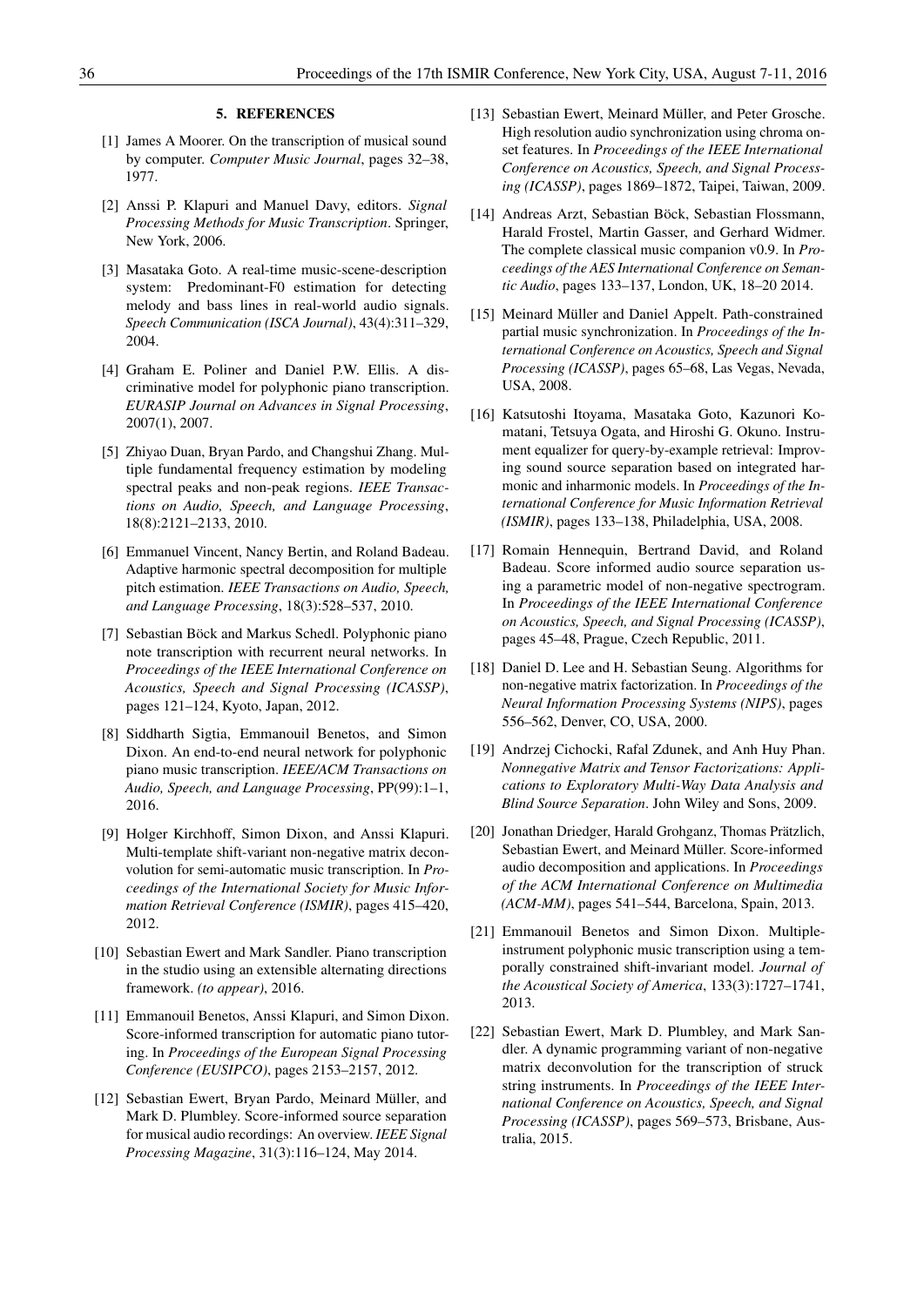## 5. REFERENCES

[1] James A Moorer. On the transcription of musical sound by computer. *Computer Music Journal*, pages 32–38, 1977.

[2] Anssi P. Klapuri and Manuel Davy, editors. *Signal Processing Methods for Music Transcription*. Springer, New York, 2006.

[3] Masataka Goto. A real-time music-scene-description system: Predominant-F0 estimation for detecting melody and bass lines in real-world audio signals. *Speech Communication (ISCA Journal)*, 43(4):311–329, 2004.

[4] Graham E. Poliner and Daniel P.W. Ellis. A discriminative model for polyphonic piano transcription. *EURASIP Journal on Advances in Signal Processing*, 2007(1), 2007.

[5] Zhiyao Duan, Bryan Pardo, and Changshui Zhang. Multiple fundamental frequency estimation by modeling spectral peaks and non-peak regions. *IEEE Transactions on Audio, Speech, and Language Processing*, 18(8):2121–2133, 2010.

[6] Emmanuel Vincent, Nancy Bertin, and Roland Badeau. Adaptive harmonic spectral decomposition for multiple pitch estimation. *IEEE Transactions on Audio, Speech, and Language Processing*, 18(3):528–537, 2010.

[7] Sebastian Böck and Markus Schedl. Polyphonic piano note transcription with recurrent neural networks. In *Proceedings of the IEEE International Conference on Acoustics, Speech and Signal Processing (ICASSP)*, pages 121–124, Kyoto, Japan, 2012.

[8] Siddharth Sigtia, Emmanouil Benetos, and Simon Dixon. An end-to-end neural network for polyphonic piano music transcription. *IEEE/ACM Transactions on Audio, Speech, and Language Processing*, PP(99):1–1, 2016.

[9] Holger Kirchhoff, Simon Dixon, and Anssi Klapuri. Multi-template shift-variant non-negative matrix deconvolution for semi-automatic music transcription. In *Proceedings of the International Society for Music Information Retrieval Conference (ISMIR)*, pages 415–420, 2012.

[10] Sebastian Ewert and Mark Sandler. Piano transcription in the studio using an extensible alternating directions framework. *(to appear)*, 2016.

[11] Emmanouil Benetos, Anssi Klapuri, and Simon Dixon. Score-informed transcription for automatic piano tutoring. In *Proceedings of the European Signal Processing Conference (EUSIPCO)*, pages 2153–2157, 2012.

[12] Sebastian Ewert, Bryan Pardo, Meinard Müller, and Mark D. Plumbley. Score-informed source separation for musical audio recordings: An overview. *IEEE Signal Processing Magazine*, 31(3):116–124, May 2014.

[13] Sebastian Ewert, Meinard Müller, and Peter Grosche. High resolution audio synchronization using chroma onset features. In *Proceedings of the IEEE International Conference on Acoustics, Speech, and Signal Processing (ICASSP)*, pages 1869–1872, Taipei, Taiwan, 2009.

[14] Andreas Arzt, Sebastian Böck, Sebastian Flossmann, Harald Frostel, Martin Gasser, and Gerhard Widmer. The complete classical music companion v0.9. In *Proceedings of the AES International Conference on Semantic Audio*, pages 133–137, London, UK, 18–20 2014.

[15] Meinard Müller and Daniel Appelt. Path-constrained partial music synchronization. In *Proceedings of the International Conference on Acoustics, Speech and Signal Processing (ICASSP)*, pages 65–68, Las Vegas, Nevada, USA, 2008.

[16] Katsutoshi Itoyama, Masataka Goto, Kazunori Komatani, Tetsuya Ogata, and Hiroshi G. Okuno. Instrument equalizer for query-by-example retrieval: Improving sound source separation based on integrated harmonic and inharmonic models. In *Proceedings of the International Conference for Music Information Retrieval (ISMIR)*, pages 133–138, Philadelphia, USA, 2008.

[17] Romain Hennequin, Bertrand David, and Roland Badeau. Score informed audio source separation using a parametric model of non-negative spectrogram. In *Proceedings of the IEEE International Conference on Acoustics, Speech, and Signal Processing (ICASSP)*, pages 45–48, Prague, Czech Republic, 2011.

[18] Daniel D. Lee and H. Sebastian Seung. Algorithms for non-negative matrix factorization. In *Proceedings of the Neural Information Processing Systems (NIPS)*, pages 556–562, Denver, CO, USA, 2000.

[19] Andrzej Cichocki, Rafal Zdunek, and Anh Huy Phan. *Nonnegative Matrix and Tensor Factorizations: Applications to Exploratory Multi-Way Data Analysis and Blind Source Separation*. John Wiley and Sons, 2009.

[20] Jonathan Driedger, Harald Grohganz, Thomas Prätzlich, Sebastian Ewert, and Meinard Müller. Score-informed audio decomposition and applications. In *Proceedings of the ACM International Conference on Multimedia (ACM-MM)*, pages 541–544, Barcelona, Spain, 2013.

[21] Emmanouil Benetos and Simon Dixon. Multiple-instrument polyphonic music transcription using a temporally constrained shift-invariant model. *Journal of the Acoustical Society of America*, 133(3):1727–1741, 2013.

[22] Sebastian Ewert, Mark D. Plumbley, and Mark Sandler. A dynamic programming variant of non-negative matrix deconvolution for the transcription of struck string instruments. In *Proceedings of the IEEE International Conference on Acoustics, Speech, and Signal Processing (ICASSP)*, pages 569–573, Brisbane, Australia, 2015.